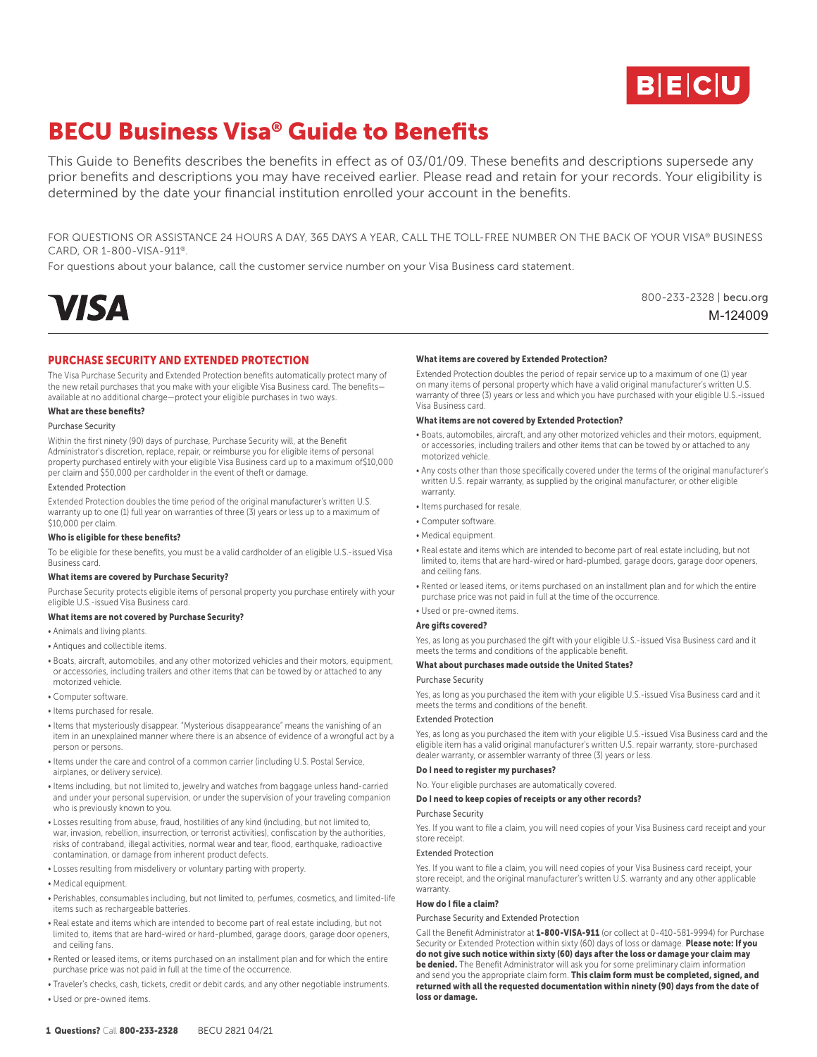# BECU Business Visa® Guide to Benefits

This Guide to Benefits describes the benefits in effect as of 03/01/09. These benefits and descriptions supersede any prior benefits and descriptions you may have received earlier. Please read and retain for your records. Your eligibility is determined by the date your financial institution enrolled your account in the benefits.

FOR QUESTIONS OR ASSISTANCE 24 HOURS A DAY, 365 DAYS A YEAR, CALL THE TOLL-FREE NUMBER ON THE BACK OF YOUR VISA® BUSINESS CARD, OR 1-800-VISA-911®.

For questions about your balance, call the customer service number on your Visa Business card statement.

800-233-2328 | becu.org

M-124009

## PURCHASE SECURITY AND EXTENDED PROTECTION

The Visa Purchase Security and Extended Protection benefits automatically protect many of the new retail purchases that you make with your eligible Visa Business card. The benefits—available at no additional charge—protect your eligible purchases in two ways.

### What are these benefits?

Purchase Security

Within the first ninety (90) days of purchase, Purchase Security will, at the Benefit Administrator's discretion, replace, repair, or reimburse you for eligible items of personal property purchased entirely with your eligible Visa Business card up to a maximum of$10,000 per claim and $50,000 per cardholder in the event of theft or damage.

Extended Protection

Extended Protection doubles the time period of the original manufacturer's written U.S. warranty up to one (1) full year on warranties of three (3) years or less up to a maximum of $10,000 per claim.

### Who is eligible for these benefits?

To be eligible for these benefits, you must be a valid cardholder of an eligible U.S.-issued Visa Business card.

### What items are covered by Purchase Security?

Purchase Security protects eligible items of personal property you purchase entirely with your eligible U.S.-issued Visa Business card.

### What items are not covered by Purchase Security?

- Animals and living plants.
- Antiques and collectible items.
- Boats, aircraft, automobiles, and any other motorized vehicles and their motors, equipment, or accessories, including trailers and other items that can be towed by or attached to any motorized vehicle.
- Computer software.
- Items purchased for resale.
- Items that mysteriously disappear. "Mysterious disappearance" means the vanishing of an item in an unexplained manner where there is an absence of evidence of a wrongful act by a person or persons.
- Items under the care and control of a common carrier (including U.S. Postal Service, airplanes, or delivery service).
- Items including, but not limited to, jewelry and watches from baggage unless hand-carried and under your personal supervision, or under the supervision of your traveling companion who is previously known to you.
- Losses resulting from abuse, fraud, hostilities of any kind (including, but not limited to, war, invasion, rebellion, insurrection, or terrorist activities), confiscation by the authorities, risks of contraband, illegal activities, normal wear and tear, flood, earthquake, radioactive contamination, or damage from inherent product defects.
- Losses resulting from misdelivery or voluntary parting with property.
- Medical equipment.
- Perishables, consumables including, but not limited to, perfumes, cosmetics, and limited-life items such as rechargeable batteries.
- Real estate and items which are intended to become part of real estate including, but not limited to, items that are hard-wired or hard-plumbed, garage doors, garage door openers, and ceiling fans.
- Rented or leased items, or items purchased on an installment plan and for which the entire purchase price was not paid in full at the time of the occurrence.
- Traveler's checks, cash, tickets, credit or debit cards, and any other negotiable instruments.
- Used or pre-owned items.

### What items are covered by Extended Protection?

Extended Protection doubles the period of repair service up to a maximum of one (1) year on many items of personal property which have a valid original manufacturer's written U.S. warranty of three (3) years or less and which you have purchased with your eligible U.S.-issued Visa Business card.

### What items are not covered by Extended Protection?

- Boats, automobiles, aircraft, and any other motorized vehicles and their motors, equipment, or accessories, including trailers and other items that can be towed by or attached to any motorized vehicle.
- Any costs other than those specifically covered under the terms of the original manufacturer's written U.S. repair warranty, as supplied by the original manufacturer, or other eligible warranty.
- Items purchased for resale.
- Computer software.
- Medical equipment.
- Real estate and items which are intended to become part of real estate including, but not limited to, items that are hard-wired or hard-plumbed, garage doors, garage door openers, and ceiling fans.
- Rented or leased items, or items purchased on an installment plan and for which the entire purchase price was not paid in full at the time of the occurrence.
- Used or pre-owned items.

### Are gifts covered?

Yes, as long as you purchased the gift with your eligible U.S.-issued Visa Business card and it meets the terms and conditions of the applicable benefit.

### What about purchases made outside the United States?

Purchase Security

Yes, as long as you purchased the item with your eligible U.S.-issued Visa Business card and it meets the terms and conditions of the benefit.

Extended Protection

Yes, as long as you purchased the item with your eligible U.S.-issued Visa Business card and the eligible item has a valid original manufacturer's written U.S. repair warranty, store-purchased dealer warranty, or assembler warranty of three (3) years or less.

### Do I need to register my purchases?

No. Your eligible purchases are automatically covered.

### Do I need to keep copies of receipts or any other records?

Purchase Security

Yes. If you want to file a claim, you will need copies of your Visa Business card receipt and your store receipt.

Extended Protection

Yes. If you want to file a claim, you will need copies of your Visa Business card receipt, your store receipt, and the original manufacturer's written U.S. warranty and any other applicable warranty.

### How do I file a claim?

Purchase Security and Extended Protection

Call the Benefit Administrator at **1-800-VISA-911** (or collect at 0-410-581-9994) for Purchase Security or Extended Protection within sixty (60) days of loss or damage. **Please note: If you do not give such notice within sixty (60) days after the loss or damage your claim may be denied.** The Benefit Administrator will ask you for some preliminary claim information and send you the appropriate claim form. **This claim form must be completed, signed, and returned with all the requested documentation within ninety (90) days from the date of loss or damage.**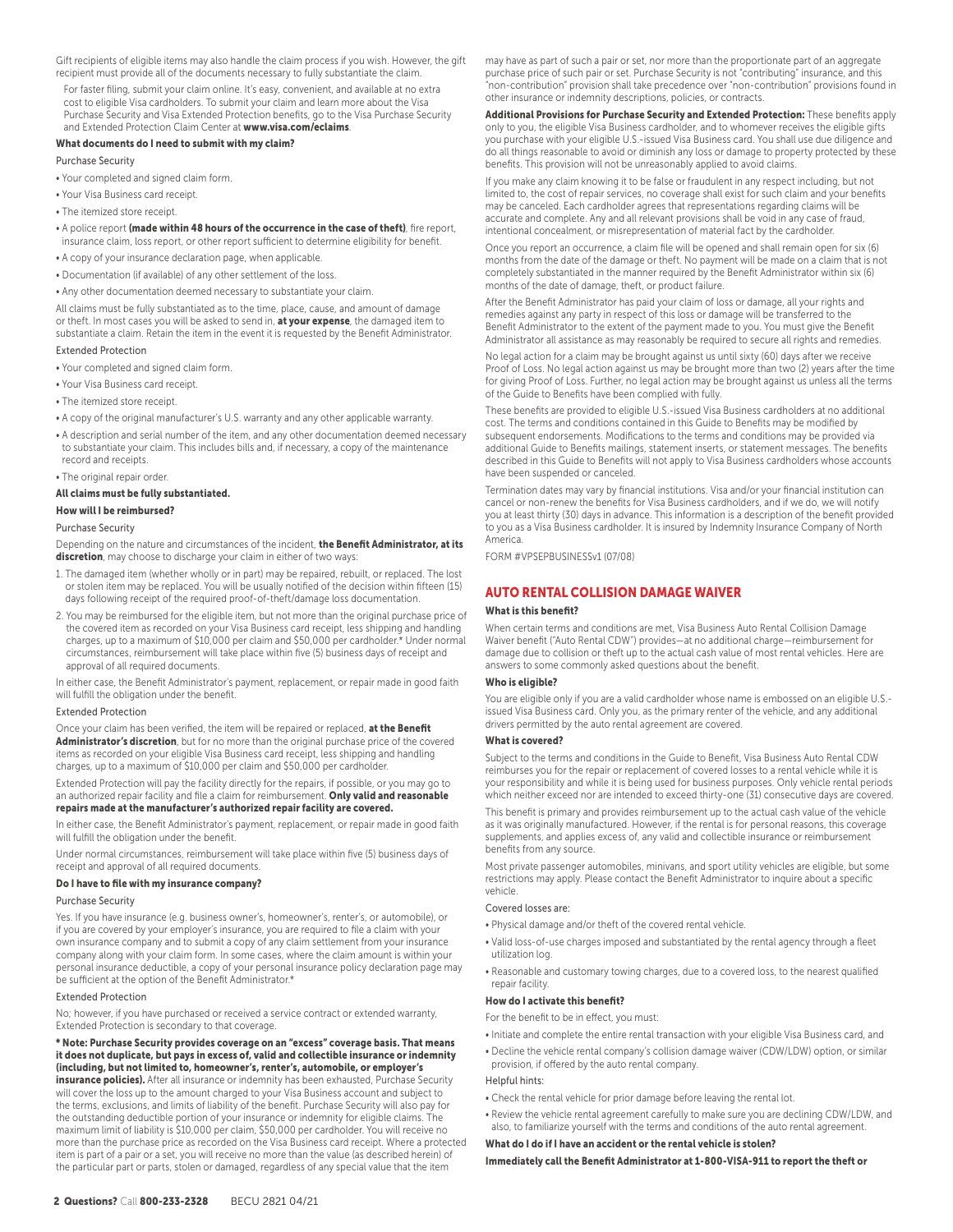Gift recipients of eligible items may also handle the claim process if you wish. However, the gift recipient must provide all of the documents necessary to fully substantiate the claim.

For faster filing, submit your claim online. It's easy, convenient, and available at no extra cost to eligible Visa cardholders. To submit your claim and learn more about the Visa Purchase Security and Visa Extended Protection benefits, go to the Visa Purchase Security and Extended Protection Claim Center at **www.visa.com/eclaims**.

#### What documents do I need to submit with my claim?

Purchase Security

- Your completed and signed claim form.
- Your Visa Business card receipt.
- The itemized store receipt.
- A police report **(made within 48 hours of the occurrence in the case of theft)**, fire report, insurance claim, loss report, or other report sufficient to determine eligibility for benefit.
- A copy of your insurance declaration page, when applicable.
- Documentation (if available) of any other settlement of the loss.
- Any other documentation deemed necessary to substantiate your claim.

All claims must be fully substantiated as to the time, place, cause, and amount of damage or theft. In most cases you will be asked to send in, **at your expense**, the damaged item to substantiate a claim. Retain the item in the event it is requested by the Benefit Administrator.

Extended Protection

- Your completed and signed claim form.
- Your Visa Business card receipt.
- The itemized store receipt.
- A copy of the original manufacturer's U.S. warranty and any other applicable warranty.
- A description and serial number of the item, and any other documentation deemed necessary to substantiate your claim. This includes bills and, if necessary, a copy of the maintenance record and receipts.
- The original repair order.

**All claims must be fully substantiated.**

#### How will I be reimbursed?

Purchase Security

Depending on the nature and circumstances of the incident, **the Benefit Administrator, at its discretion**, may choose to discharge your claim in either of two ways:

1. The damaged item (whether wholly or in part) may be repaired, rebuilt, or replaced. The lost or stolen item may be replaced. You will be usually notified of the decision within fifteen (15) days following receipt of the required proof-of-theft/damage loss documentation.
2. You may be reimbursed for the eligible item, but not more than the original purchase price of the covered item as recorded on your Visa Business card receipt, less shipping and handling charges, up to a maximum of $10,000 per claim and $50,000 per cardholder.* Under normal circumstances, reimbursement will take place within five (5) business days of receipt and approval of all required documents.

In either case, the Benefit Administrator's payment, replacement, or repair made in good faith will fulfill the obligation under the benefit.

Extended Protection

Once your claim has been verified, the item will be repaired or replaced, **at the Benefit Administrator's discretion**, but for no more than the original purchase price of the covered items as recorded on your eligible Visa Business card receipt, less shipping and handling charges, up to a maximum of $10,000 per claim and $50,000 per cardholder.

Extended Protection will pay the facility directly for the repairs, if possible, or you may go to an authorized repair facility and file a claim for reimbursement. **Only valid and reasonable repairs made at the manufacturer's authorized repair facility are covered.**

In either case, the Benefit Administrator's payment, replacement, or repair made in good faith will fulfill the obligation under the benefit.

Under normal circumstances, reimbursement will take place within five (5) business days of receipt and approval of all required documents.

#### Do I have to file with my insurance company?

Purchase Security

Yes. If you have insurance (e.g. business owner's, homeowner's, renter's, or automobile), or if you are covered by your employer's insurance, you are required to file a claim with your own insurance company and to submit a copy of any claim settlement from your insurance company along with your claim form. In some cases, where the claim amount is within your personal insurance deductible, a copy of your personal insurance policy declaration page may be sufficient at the option of the Benefit Administrator.*

Extended Protection

No; however, if you have purchased or received a service contract or extended warranty, Extended Protection is secondary to that coverage.

**\* Note: Purchase Security provides coverage on an "excess" coverage basis. That means it does not duplicate, but pays in excess of, valid and collectible insurance or indemnity (including, but not limited to, homeowner's, renter's, automobile, or employer's insurance policies).** After all insurance or indemnity has been exhausted, Purchase Security will cover the loss up to the amount charged to your Visa Business account and subject to the terms, exclusions, and limits of liability of the benefit. Purchase Security will also pay for the outstanding deductible portion of your insurance or indemnity for eligible claims. The maximum limit of liability is $10,000 per claim, $50,000 per cardholder. You will receive no more than the purchase price as recorded on the Visa Business card receipt. Where a protected item is part of a pair or a set, you will receive no more than the value (as described herein) of the particular part or parts, stolen or damaged, regardless of any special value that the item may have as part of such a pair or set, nor more than the proportionate part of an aggregate purchase price of such pair or set. Purchase Security is not "contributing" insurance, and this "non-contribution" provision shall take precedence over "non-contribution" provisions found in other insurance or indemnity descriptions, policies, or contracts.

**Additional Provisions for Purchase Security and Extended Protection:** These benefits apply only to you, the eligible Visa Business cardholder, and to whomever receives the eligible gifts you purchase with your eligible U.S.-issued Visa Business card. You shall use due diligence and do all things reasonable to avoid or diminish any loss or damage to property protected by these benefits. This provision will not be unreasonably applied to avoid claims.

If you make any claim knowing it to be false or fraudulent in any respect including, but not limited to, the cost of repair services, no coverage shall exist for such claim and your benefits may be canceled. Each cardholder agrees that representations regarding claims will be accurate and complete. Any and all relevant provisions shall be void in any case of fraud, intentional concealment, or misrepresentation of material fact by the cardholder.

Once you report an occurrence, a claim file will be opened and shall remain open for six (6) months from the date of the damage or theft. No payment will be made on a claim that is not completely substantiated in the manner required by the Benefit Administrator within six (6) months of the date of damage, theft, or product failure.

After the Benefit Administrator has paid your claim of loss or damage, all your rights and remedies against any party in respect of this loss or damage will be transferred to the Benefit Administrator to the extent of the payment made to you. You must give the Benefit Administrator all assistance as may reasonably be required to secure all rights and remedies.

No legal action for a claim may be brought against us until sixty (60) days after we receive Proof of Loss. No legal action against us may be brought more than two (2) years after the time for giving Proof of Loss. Further, no legal action may be brought against us unless all the terms of the Guide to Benefits have been complied with fully.

These benefits are provided to eligible U.S.-issued Visa Business cardholders at no additional cost. The terms and conditions contained in this Guide to Benefits may be modified by subsequent endorsements. Modifications to the terms and conditions may be provided via additional Guide to Benefits mailings, statement inserts, or statement messages. The benefits described in this Guide to Benefits will not apply to Visa Business cardholders whose accounts have been suspended or canceled.

Termination dates may vary by financial institutions. Visa and/or your financial institution can cancel or non-renew the benefits for Visa Business cardholders, and if we do, we will notify you at least thirty (30) days in advance. This information is a description of the benefit provided to you as a Visa Business cardholder. It is insured by Indemnity Insurance Company of North America.

FORM #VPSEPBUSINESSv1 (07/08)

## AUTO RENTAL COLLISION DAMAGE WAIVER

#### What is this benefit?

When certain terms and conditions are met, Visa Business Auto Rental Collision Damage Waiver benefit ("Auto Rental CDW") provides—at no additional charge—reimbursement for damage due to collision or theft up to the actual cash value of most rental vehicles. Here are answers to some commonly asked questions about the benefit.

#### Who is eligible?

You are eligible only if you are a valid cardholder whose name is embossed on an eligible U.S.-issued Visa Business card. Only you, as the primary renter of the vehicle, and any additional drivers permitted by the auto rental agreement are covered.

#### What is covered?

Subject to the terms and conditions in the Guide to Benefit, Visa Business Auto Rental CDW reimburses you for the repair or replacement of covered losses to a rental vehicle while it is your responsibility and while it is being used for business purposes. Only vehicle rental periods which neither exceed nor are intended to exceed thirty-one (31) consecutive days are covered.

This benefit is primary and provides reimbursement up to the actual cash value of the vehicle as it was originally manufactured. However, if the rental is for personal reasons, this coverage supplements, and applies excess of, any valid and collectible insurance or reimbursement benefits from any source.

Most private passenger automobiles, minivans, and sport utility vehicles are eligible, but some restrictions may apply. Please contact the Benefit Administrator to inquire about a specific vehicle.

Covered losses are:

- Physical damage and/or theft of the covered rental vehicle.
- Valid loss-of-use charges imposed and substantiated by the rental agency through a fleet utilization log.
- Reasonable and customary towing charges, due to a covered loss, to the nearest qualified repair facility.

#### How do I activate this benefit?

For the benefit to be in effect, you must:

- Initiate and complete the entire rental transaction with your eligible Visa Business card, and
- Decline the vehicle rental company's collision damage waiver (CDW/LDW) option, or similar provision, if offered by the auto rental company.

Helpful hints:

- Check the rental vehicle for prior damage before leaving the rental lot.
- Review the vehicle rental agreement carefully to make sure you are declining CDW/LDW, and also, to familiarize yourself with the terms and conditions of the auto rental agreement.

#### What do I do if I have an accident or the rental vehicle is stolen?

**Immediately call the Benefit Administrator at 1-800-VISA-911 to report the theft or**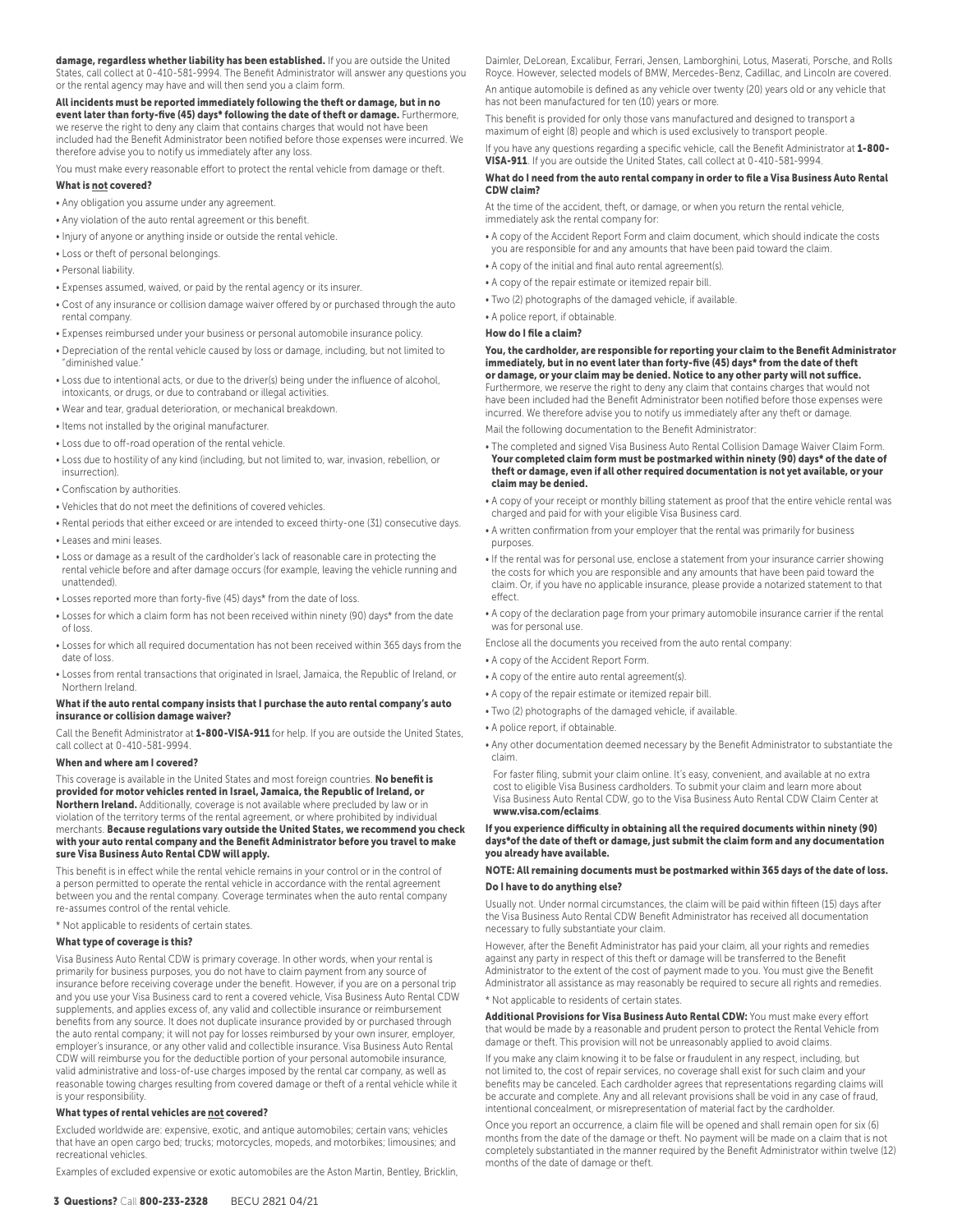**damage, regardless whether liability has been established.** If you are outside the United States, call collect at 0-410-581-9994. The Benefit Administrator will answer any questions you or the rental agency may have and will then send you a claim form.

**All incidents must be reported immediately following the theft or damage, but in no event later than forty-five (45) days\* following the date of theft or damage.** Furthermore, we reserve the right to deny any claim that contains charges that would not have been included had the Benefit Administrator been notified before those expenses were incurred. We therefore advise you to notify us immediately after any loss.

You must make every reasonable effort to protect the rental vehicle from damage or theft.

### What is not covered?

- Any obligation you assume under any agreement.
- Any violation of the auto rental agreement or this benefit.
- Injury of anyone or anything inside or outside the rental vehicle.
- Loss or theft of personal belongings.
- Personal liability.
- Expenses assumed, waived, or paid by the rental agency or its insurer.
- Cost of any insurance or collision damage waiver offered by or purchased through the auto rental company.
- Expenses reimbursed under your business or personal automobile insurance policy.
- Depreciation of the rental vehicle caused by loss or damage, including, but not limited to "diminished value."
- Loss due to intentional acts, or due to the driver(s) being under the influence of alcohol, intoxicants, or drugs, or due to contraband or illegal activities.
- Wear and tear, gradual deterioration, or mechanical breakdown.
- Items not installed by the original manufacturer.
- Loss due to off-road operation of the rental vehicle.
- Loss due to hostility of any kind (including, but not limited to, war, invasion, rebellion, or insurrection).
- Confiscation by authorities.
- Vehicles that do not meet the definitions of covered vehicles.
- Rental periods that either exceed or are intended to exceed thirty-one (31) consecutive days.
- Leases and mini leases.
- Loss or damage as a result of the cardholder's lack of reasonable care in protecting the rental vehicle before and after damage occurs (for example, leaving the vehicle running and unattended).
- Losses reported more than forty-five (45) days\* from the date of loss.
- Losses for which a claim form has not been received within ninety (90) days\* from the date of loss.
- Losses for which all required documentation has not been received within 365 days from the date of loss.
- Losses from rental transactions that originated in Israel, Jamaica, the Republic of Ireland, or Northern Ireland.

### What if the auto rental company insists that I purchase the auto rental company's auto insurance or collision damage waiver?

Call the Benefit Administrator at **1-800-VISA-911** for help. If you are outside the United States, call collect at 0-410-581-9994.

### When and where am I covered?

This coverage is available in the United States and most foreign countries. **No benefit is provided for motor vehicles rented in Israel, Jamaica, the Republic of Ireland, or Northern Ireland.** Additionally, coverage is not available where precluded by law or in violation of the territory terms of the rental agreement, or where prohibited by individual merchants. **Because regulations vary outside the United States, we recommend you check with your auto rental company and the Benefit Administrator before you travel to make sure Visa Business Auto Rental CDW will apply.**

This benefit is in effect while the rental vehicle remains in your control or in the control of a person permitted to operate the rental vehicle in accordance with the rental agreement between you and the rental company. Coverage terminates when the auto rental company re-assumes control of the rental vehicle.

\* Not applicable to residents of certain states.

### What type of coverage is this?

Visa Business Auto Rental CDW is primary coverage. In other words, when your rental is primarily for business purposes, you do not have to claim payment from any source of insurance before receiving coverage under the benefit. However, if you are on a personal trip and you use your Visa Business card to rent a covered vehicle, Visa Business Auto Rental CDW supplements, and applies excess of, any valid and collectible insurance or reimbursement benefits from any source. It does not duplicate insurance provided by or purchased through the auto rental company; it will not pay for losses reimbursed by your own insurer, employer, employer's insurance, or any other valid and collectible insurance. Visa Business Auto Rental CDW will reimburse you for the deductible portion of your personal automobile insurance, valid administrative and loss-of-use charges imposed by the rental car company, as well as reasonable towing charges resulting from covered damage or theft of a rental vehicle while it is your responsibility.

### What types of rental vehicles are not covered?

Excluded worldwide are: expensive, exotic, and antique automobiles; certain vans; vehicles that have an open cargo bed; trucks; motorcycles, mopeds, and motorbikes; limousines; and recreational vehicles.

Examples of excluded expensive or exotic automobiles are the Aston Martin, Bentley, Bricklin, Daimler, DeLorean, Excalibur, Ferrari, Jensen, Lamborghini, Lotus, Maserati, Porsche, and Rolls Royce. However, selected models of BMW, Mercedes-Benz, Cadillac, and Lincoln are covered.

An antique automobile is defined as any vehicle over twenty (20) years old or any vehicle that has not been manufactured for ten (10) years or more.

This benefit is provided for only those vans manufactured and designed to transport a maximum of eight (8) people and which is used exclusively to transport people.

If you have any questions regarding a specific vehicle, call the Benefit Administrator at **1-800-VISA-911**. If you are outside the United States, call collect at 0-410-581-9994.

### What do I need from the auto rental company in order to file a Visa Business Auto Rental CDW claim?

At the time of the accident, theft, or damage, or when you return the rental vehicle, immediately ask the rental company for:

- A copy of the Accident Report Form and claim document, which should indicate the costs you are responsible for and any amounts that have been paid toward the claim.
- A copy of the initial and final auto rental agreement(s).
- A copy of the repair estimate or itemized repair bill.
- Two (2) photographs of the damaged vehicle, if available.
- A police report, if obtainable.

### How do I file a claim?

**You, the cardholder, are responsible for reporting your claim to the Benefit Administrator immediately, but in no event later than forty-five (45) days\* from the date of theft or damage, or your claim may be denied. Notice to any other party will not suffice.** Furthermore, we reserve the right to deny any claim that contains charges that would not have been included had the Benefit Administrator been notified before those expenses were incurred. We therefore advise you to notify us immediately after any theft or damage.

Mail the following documentation to the Benefit Administrator:

- The completed and signed Visa Business Auto Rental Collision Damage Waiver Claim Form. **Your completed claim form must be postmarked within ninety (90) days\* of the date of theft or damage, even if all other required documentation is not yet available, or your claim may be denied.**
- A copy of your receipt or monthly billing statement as proof that the entire vehicle rental was charged and paid for with your eligible Visa Business card.
- A written confirmation from your employer that the rental was primarily for business purposes.
- If the rental was for personal use, enclose a statement from your insurance carrier showing the costs for which you are responsible and any amounts that have been paid toward the claim. Or, if you have no applicable insurance, please provide a notarized statement to that effect.
- A copy of the declaration page from your primary automobile insurance carrier if the rental was for personal use.

Enclose all the documents you received from the auto rental company:

- A copy of the Accident Report Form.
- A copy of the entire auto rental agreement(s).
- A copy of the repair estimate or itemized repair bill.
- Two (2) photographs of the damaged vehicle, if available.
- A police report, if obtainable.
- Any other documentation deemed necessary by the Benefit Administrator to substantiate the claim.

For faster filing, submit your claim online. It's easy, convenient, and available at no extra cost to eligible Visa Business cardholders. To submit your claim and learn more about Visa Business Auto Rental CDW, go to the Visa Business Auto Rental CDW Claim Center at **www.visa.com/eclaims**.

**If you experience difficulty in obtaining all the required documents within ninety (90) days\*of the date of theft or damage, just submit the claim form and any documentation you already have available.**

**NOTE: All remaining documents must be postmarked within 365 days of the date of loss.**

### Do I have to do anything else?

Usually not. Under normal circumstances, the claim will be paid within fifteen (15) days after the Visa Business Auto Rental CDW Benefit Administrator has received all documentation necessary to fully substantiate your claim.

However, after the Benefit Administrator has paid your claim, all your rights and remedies against any party in respect of this theft or damage will be transferred to the Benefit Administrator to the extent of the cost of payment made to you. You must give the Benefit Administrator all assistance as may reasonably be required to secure all rights and remedies.

\* Not applicable to residents of certain states.

**Additional Provisions for Visa Business Auto Rental CDW:** You must make every effort that would be made by a reasonable and prudent person to protect the Rental Vehicle from damage or theft. This provision will not be unreasonably applied to avoid claims.

If you make any claim knowing it to be false or fraudulent in any respect, including, but not limited to, the cost of repair services, no coverage shall exist for such claim and your benefits may be canceled. Each cardholder agrees that representations regarding claims will be accurate and complete. Any and all relevant provisions shall be void in any case of fraud, intentional concealment, or misrepresentation of material fact by the cardholder.

Once you report an occurrence, a claim file will be opened and shall remain open for six (6) months from the date of the damage or theft. No payment will be made on a claim that is not completely substantiated in the manner required by the Benefit Administrator within twelve (12) months of the date of damage or theft.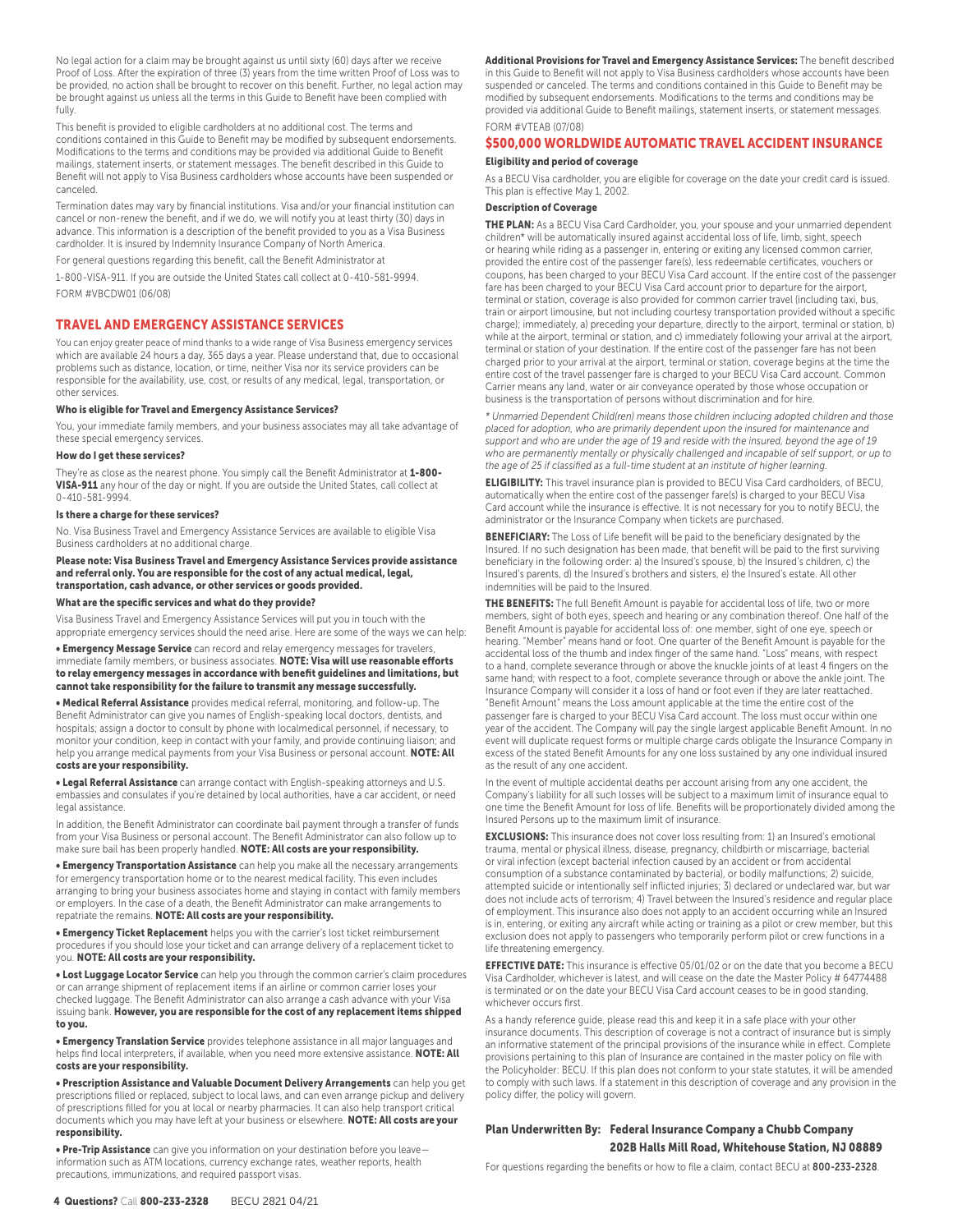No legal action for a claim may be brought against us until sixty (60) days after we receive Proof of Loss. After the expiration of three (3) years from the time written Proof of Loss was to be provided, no action shall be brought to recover on this benefit. Further, no legal action may be brought against us unless all the terms in this Guide to Benefit have been complied with fully.

This benefit is provided to eligible cardholders at no additional cost. The terms and conditions contained in this Guide to Benefit may be modified by subsequent endorsements. Modifications to the terms and conditions may be provided via additional Guide to Benefit mailings, statement inserts, or statement messages. The benefit described in this Guide to Benefit will not apply to Visa Business cardholders whose accounts have been suspended or canceled.

Termination dates may vary by financial institutions. Visa and/or your financial institution can cancel or non-renew the benefit, and if we do, we will notify you at least thirty (30) days in advance. This information is a description of the benefit provided to you as a Visa Business cardholder. It is insured by Indemnity Insurance Company of North America.

For general questions regarding this benefit, call the Benefit Administrator at

1-800-VISA-911. If you are outside the United States call collect at 0-410-581-9994.

FORM #VBCDW01 (06/08)

## TRAVEL AND EMERGENCY ASSISTANCE SERVICES

You can enjoy greater peace of mind thanks to a wide range of Visa Business emergency services which are available 24 hours a day, 365 days a year. Please understand that, due to occasional problems such as distance, location, or time, neither Visa nor its service providers can be responsible for the availability, use, cost, or results of any medical, legal, transportation, or other services.

### Who is eligible for Travel and Emergency Assistance Services?

You, your immediate family members, and your business associates may all take advantage of these special emergency services.

### How do I get these services?

They're as close as the nearest phone. You simply call the Benefit Administrator at **1-800-VISA-911** any hour of the day or night. If you are outside the United States, call collect at 0-410-581-9994.

### Is there a charge for these services?

No. Visa Business Travel and Emergency Assistance Services are available to eligible Visa Business cardholders at no additional charge.

**Please note: Visa Business Travel and Emergency Assistance Services provide assistance and referral only. You are responsible for the cost of any actual medical, legal, transportation, cash advance, or other services or goods provided.**

### What are the specific services and what do they provide?

Visa Business Travel and Emergency Assistance Services will put you in touch with the appropriate emergency services should the need arise. Here are some of the ways we can help:

- **Emergency Message Service** can record and relay emergency messages for travelers, immediate family members, or business associates. **NOTE: Visa will use reasonable efforts to relay emergency messages in accordance with benefit guidelines and limitations, but cannot take responsibility for the failure to transmit any message successfully.**

- **Medical Referral Assistance** provides medical referral, monitoring, and follow-up. The Benefit Administrator can give you names of English-speaking local doctors, dentists, and hospitals; assign a doctor to consult by phone with localmedical personnel, if necessary, to monitor your condition, keep in contact with your family, and provide continuing liaison; and help you arrange medical payments from your Visa Business or personal account. **NOTE: All costs are your responsibility.**

- **Legal Referral Assistance** can arrange contact with English-speaking attorneys and U.S. embassies and consulates if you're detained by local authorities, have a car accident, or need legal assistance.

In addition, the Benefit Administrator can coordinate bail payment through a transfer of funds from your Visa Business or personal account. The Benefit Administrator can also follow up to make sure bail has been properly handled. **NOTE: All costs are your responsibility.**

- **Emergency Transportation Assistance** can help you make all the necessary arrangements for emergency transportation home or to the nearest medical facility. This even includes arranging to bring your business associates home and staying in contact with family members or employers. In the case of a death, the Benefit Administrator can make arrangements to repatriate the remains. **NOTE: All costs are your responsibility.**

- **Emergency Ticket Replacement** helps you with the carrier's lost ticket reimbursement procedures if you should lose your ticket and can arrange delivery of a replacement ticket to you. **NOTE: All costs are your responsibility.**

- **Lost Luggage Locator Service** can help you through the common carrier's claim procedures or can arrange shipment of replacement items if an airline or common carrier loses your checked luggage. The Benefit Administrator can also arrange a cash advance with your Visa issuing bank. **However, you are responsible for the cost of any replacement items shipped to you.**

- **Emergency Translation Service** provides telephone assistance in all major languages and helps find local interpreters, if available, when you need more extensive assistance. **NOTE: All costs are your responsibility.**

- **Prescription Assistance and Valuable Document Delivery Arrangements** can help you get prescriptions filled or replaced, subject to local laws, and can even arrange pickup and delivery of prescriptions filled for you at local or nearby pharmacies. It can also help transport critical documents which you may have left at your business or elsewhere. **NOTE: All costs are your responsibility.**

- **Pre-Trip Assistance** can give you information on your destination before you leave—information such as ATM locations, currency exchange rates, weather reports, health precautions, immunizations, and required passport visas.

**Additional Provisions for Travel and Emergency Assistance Services:** The benefit described in this Guide to Benefit will not apply to Visa Business cardholders whose accounts have been suspended or canceled. The terms and conditions contained in this Guide to Benefit may be modified by subsequent endorsements. Modifications to the terms and conditions may be provided via additional Guide to Benefit mailings, statement inserts, or statement messages.

FORM #VTEAB (07/08)

## $500,000 WORLDWIDE AUTOMATIC TRAVEL ACCIDENT INSURANCE

### Eligibility and period of coverage

As a BECU Visa cardholder, you are eligible for coverage on the date your credit card is issued. This plan is effective May 1, 2002.

### Description of Coverage

**THE PLAN:** As a BECU Visa Card Cardholder, you, your spouse and your unmarried dependent children* will be automatically insured against accidental loss of life, limb, sight, speech or hearing while riding as a passenger in, entering or exiting any licensed common carrier, provided the entire cost of the passenger fare(s), less redeemable certificates, vouchers or coupons, has been charged to your BECU Visa Card account. If the entire cost of the passenger fare has been charged to your BECU Visa Card account prior to departure for the airport, terminal or station, coverage is also provided for common carrier travel (including taxi, bus, train or airport limousine, but not including courtesy transportation provided without a specific charge); immediately, a) preceding your departure, directly to the airport, terminal or station, b) while at the airport, terminal or station, and c) immediately following your arrival at the airport, terminal or station of your destination. If the entire cost of the passenger fare has not been charged prior to your arrival at the airport, terminal or station, coverage begins at the time the entire cost of the travel passenger fare is charged to your BECU Visa Card account. Common Carrier means any land, water or air conveyance operated by those whose occupation or business is the transportation of persons without discrimination and for hire.

*\* Unmarried Dependent Child(ren) means those children inclucing adopted children and those placed for adoption, who are primarily dependent upon the insured for maintenance and support and who are under the age of 19 and reside with the insured, beyond the age of 19 who are permanently mentally or physically challenged and incapable of self support, or up to the age of 25 if classified as a full-time student at an institute of higher learning.*

**ELIGIBILITY:** This travel insurance plan is provided to BECU Visa Card cardholders, of BECU, automatically when the entire cost of the passenger fare(s) is charged to your BECU Visa Card account while the insurance is effective. It is not necessary for you to notify BECU, the administrator or the Insurance Company when tickets are purchased.

**BENEFICIARY:** The Loss of Life benefit will be paid to the beneficiary designated by the Insured. If no such designation has been made, that benefit will be paid to the first surviving beneficiary in the following order: a) the Insured's spouse, b) the Insured's children, c) the Insured's parents, d) the Insured's brothers and sisters, e) the Insured's estate. All other indemnities will be paid to the Insured.

**THE BENEFITS:** The full Benefit Amount is payable for accidental loss of life, two or more members, sight of both eyes, speech and hearing or any combination thereof. One half of the Benefit Amount is payable for accidental loss of: one member, sight of one eye, speech or hearing. "Member" means hand or foot. One quarter of the Benefit Amount is payable for the accidental loss of the thumb and index finger of the same hand. "Loss" means, with respect to a hand, complete severance through or above the knuckle joints of at least 4 fingers on the same hand; with respect to a foot, complete severance through or above the ankle joint. The Insurance Company will consider it a loss of hand or foot even if they are later reattached. "Benefit Amount" means the Loss amount applicable at the time the entire cost of the passenger fare is charged to your BECU Visa Card account. The loss must occur within one year of the accident. The Company will pay the single largest applicable Benefit Amount. In no event will duplicate request forms or multiple charge cards obligate the Insurance Company in excess of the stated Benefit Amounts for any one loss sustained by any one individual insured as the result of any one accident.

In the event of multiple accidental deaths per account arising from any one accident, the Company's liability for all such losses will be subject to a maximum limit of insurance equal to one time the Benefit Amount for loss of life. Benefits will be proportionately divided among the Insured Persons up to the maximum limit of insurance.

**EXCLUSIONS:** This insurance does not cover loss resulting from: 1) an Insured's emotional trauma, mental or physical illness, disease, pregnancy, childbirth or miscarriage, bacterial or viral infection (except bacterial infection caused by an accident or from accidental consumption of a substance contaminated by bacteria), or bodily malfunctions; 2) suicide, attempted suicide or intentionally self inflicted injuries; 3) declared or undeclared war, but war does not include acts of terrorism; 4) Travel between the Insured's residence and regular place of employment. This insurance also does not apply to an accident occurring while an Insured is in, entering, or exiting any aircraft while acting or training as a pilot or crew member, but this exclusion does not apply to passengers who temporarily perform pilot or crew functions in a life threatening emergency.

**EFFECTIVE DATE:** This insurance is effective 05/01/02 or on the date that you become a BECU Visa Cardholder, whichever is latest, and will cease on the date the Master Policy # 64774488 is terminated or on the date your BECU Visa Card account ceases to be in good standing, whichever occurs first.

As a handy reference guide, please read this and keep it in a safe place with your other insurance documents. This description of coverage is not a contract of insurance but is simply an informative statement of the principal provisions of the insurance while in effect. Complete provisions pertaining to this plan of Insurance are contained in the master policy on file with the Policyholder: BECU. If this plan does not conform to your state statutes, it will be amended to comply with such laws. If a statement in this description of coverage and any provision in the policy differ, the policy will govern.

**Plan Underwritten By: Federal Insurance Company a Chubb Company**
**202B Halls Mill Road, Whitehouse Station, NJ 08889**

For questions regarding the benefits or how to file a claim, contact BECU at **800-233-2328**.